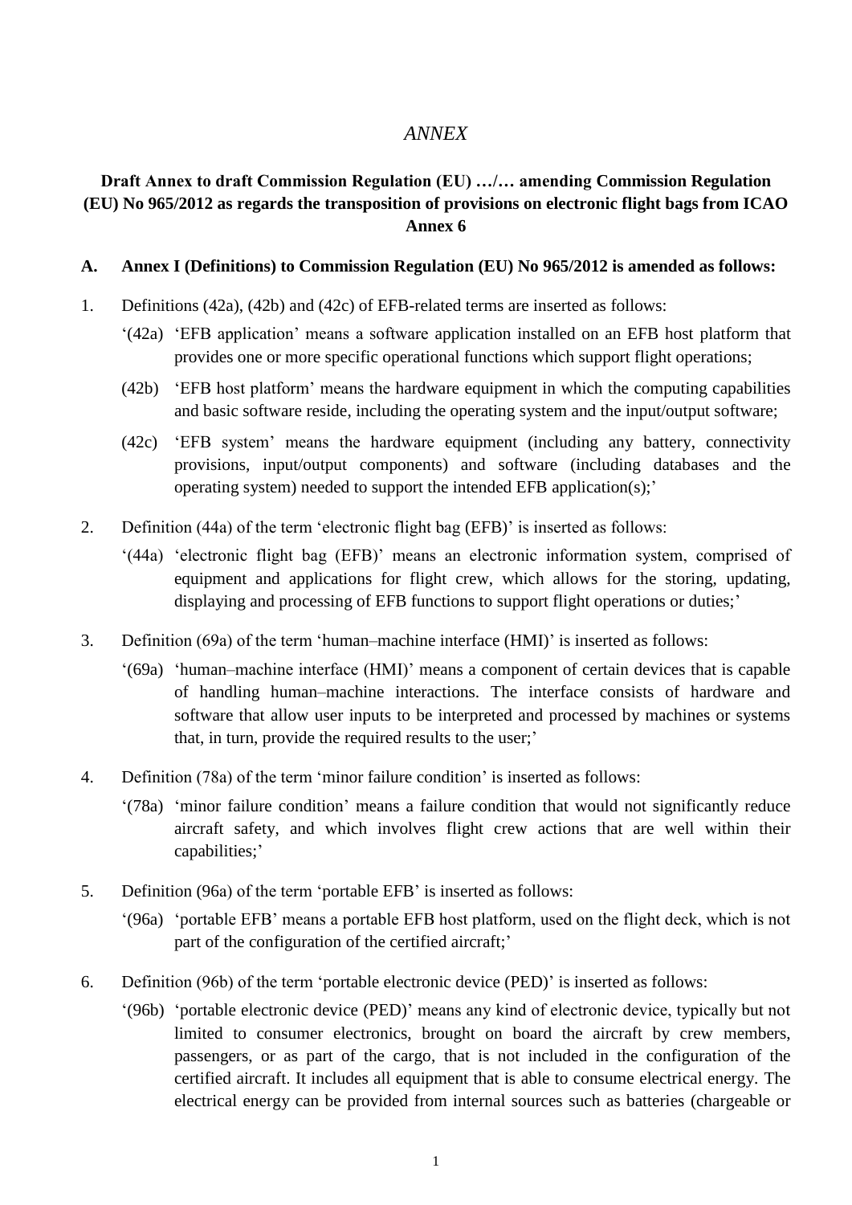# *ANNEX*

**Draft Annex to draft Commission Regulation (EU) …/… amending Commission Regulation (EU) No 965/2012 as regards the transposition of provisions on electronic flight bags from ICAO Annex 6**

**A. Annex I (Definitions) to Commission Regulation (EU) No 965/2012 is amended as follows:**

1. Definitions (42a), (42b) and (42c) of EFB-related terms are inserted as follows:

   '(42a) 'EFB application' means a software application installed on an EFB host platform that provides one or more specific operational functions which support flight operations;

   (42b) 'EFB host platform' means the hardware equipment in which the computing capabilities and basic software reside, including the operating system and the input/output software;

   (42c) 'EFB system' means the hardware equipment (including any battery, connectivity provisions, input/output components) and software (including databases and the operating system) needed to support the intended EFB application(s);'

2. Definition (44a) of the term 'electronic flight bag (EFB)' is inserted as follows:

   '(44a) 'electronic flight bag (EFB)' means an electronic information system, comprised of equipment and applications for flight crew, which allows for the storing, updating, displaying and processing of EFB functions to support flight operations or duties;'

3. Definition (69a) of the term 'human–machine interface (HMI)' is inserted as follows:

   '(69a) 'human–machine interface (HMI)' means a component of certain devices that is capable of handling human–machine interactions. The interface consists of hardware and software that allow user inputs to be interpreted and processed by machines or systems that, in turn, provide the required results to the user;'

4. Definition (78a) of the term 'minor failure condition' is inserted as follows:

   '(78a) 'minor failure condition' means a failure condition that would not significantly reduce aircraft safety, and which involves flight crew actions that are well within their capabilities;'

5. Definition (96a) of the term 'portable EFB' is inserted as follows:

   '(96a) 'portable EFB' means a portable EFB host platform, used on the flight deck, which is not part of the configuration of the certified aircraft;'

6. Definition (96b) of the term 'portable electronic device (PED)' is inserted as follows:

   '(96b) 'portable electronic device (PED)' means any kind of electronic device, typically but not limited to consumer electronics, brought on board the aircraft by crew members, passengers, or as part of the cargo, that is not included in the configuration of the certified aircraft. It includes all equipment that is able to consume electrical energy. The electrical energy can be provided from internal sources such as batteries (chargeable or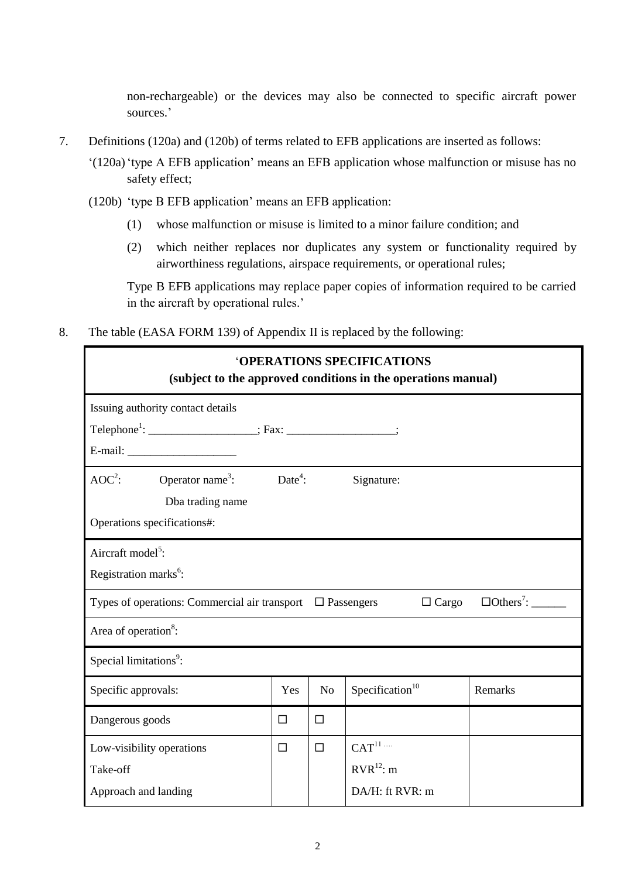non-rechargeable) or the devices may also be connected to specific aircraft power sources.'

7. Definitions (120a) and (120b) of terms related to EFB applications are inserted as follows:

   '(120a) 'type A EFB application' means an EFB application whose malfunction or misuse has no safety effect;

   (120b) 'type B EFB application' means an EFB application:

   (1) whose malfunction or misuse is limited to a minor failure condition; and

   (2) which neither replaces nor duplicates any system or functionality required by airworthiness regulations, airspace requirements, or operational rules;

   Type B EFB applications may replace paper copies of information required to be carried in the aircraft by operational rules.'

8. The table (EASA FORM 139) of Appendix II is replaced by the following:

| '**OPERATIONS SPECIFICATIONS (subject to the approved conditions in the operations manual)** | | | | |
|---|---|---|---|---|
| Issuing authority contact details<br>Telephone[1]: ___________________; Fax: ___________________;<br>E-mail: ___________________ | | | | |
| AOC[2]: Operator name[3]: Date[4]: Signature:<br>Dba trading name<br>Operations specifications#: | | | | |
| Aircraft model[5]:<br>Registration marks[6]: | | | | |
| Types of operations: Commercial air transport ☐ Passengers ☐ Cargo ☐Others[7]: ______ | | | | |
| Area of operation[8]: | | | | |
| Special limitations[9]: | | | | |
| Specific approvals: | Yes | No | Specification[10] | Remarks |
| Dangerous goods | ☐ | ☐ | | |
| Low-visibility operations<br>Take-off<br>Approach and landing | ☐ | ☐ | CAT[11] ....<br>RVR[12]: m<br>DA/H: ft RVR: m | |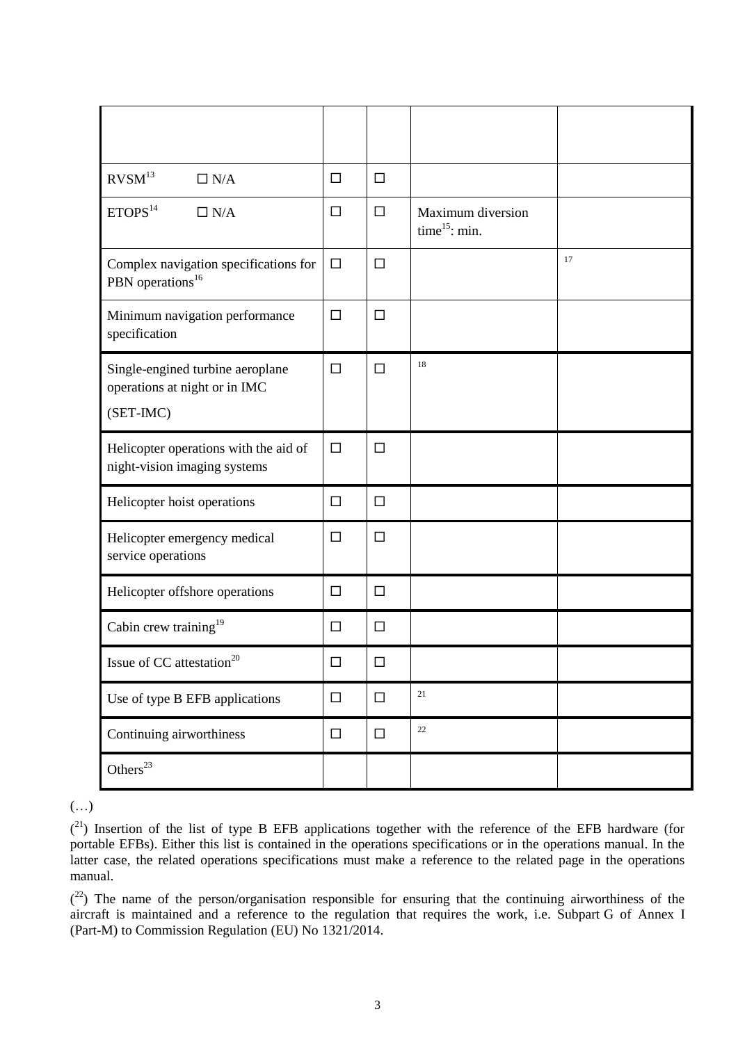| | | | | |
|---|---|---|---|---|
| | | | | |
| RVSM[13] ☐ N/A | ☐ | ☐ | | |
| ETOPS[14] ☐ N/A | ☐ | ☐ | Maximum diversion time[15]: min. | |
| Complex navigation specifications for PBN operations[16] | ☐ | ☐ | | [17] |
| Minimum navigation performance specification | ☐ | ☐ | | |
| Single-engined turbine aeroplane operations at night or in IMC (SET-IMC) | ☐ | ☐ | [18] | |
| Helicopter operations with the aid of night-vision imaging systems | ☐ | ☐ | | |
| Helicopter hoist operations | ☐ | ☐ | | |
| Helicopter emergency medical service operations | ☐ | ☐ | | |
| Helicopter offshore operations | ☐ | ☐ | | |
| Cabin crew training[19] | ☐ | ☐ | | |
| Issue of CC attestation[20] | ☐ | ☐ | | |
| Use of type B EFB applications | ☐ | ☐ | [21] | |
| Continuing airworthiness | ☐ | ☐ | [22] | |
| Others[23] | | | | |

(…)

([21]) Insertion of the list of type B EFB applications together with the reference of the EFB hardware (for portable EFBs). Either this list is contained in the operations specifications or in the operations manual. In the latter case, the related operations specifications must make a reference to the related page in the operations manual.

([22]) The name of the person/organisation responsible for ensuring that the continuing airworthiness of the aircraft is maintained and a reference to the regulation that requires the work, i.e. Subpart G of Annex I (Part-M) to Commission Regulation (EU) No 1321/2014.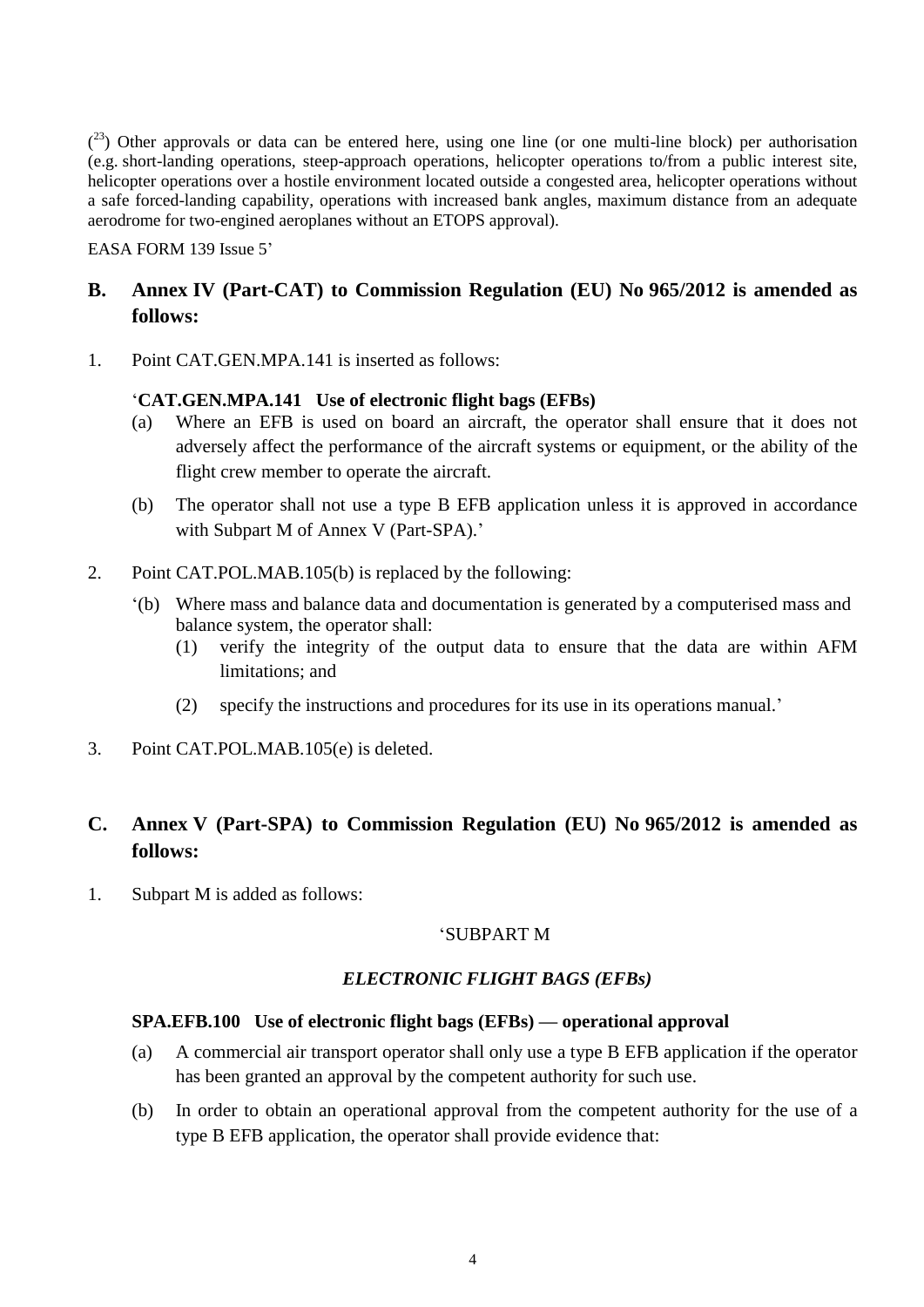([23]) Other approvals or data can be entered here, using one line (or one multi-line block) per authorisation (e.g. short-landing operations, steep-approach operations, helicopter operations to/from a public interest site, helicopter operations over a hostile environment located outside a congested area, helicopter operations without a safe forced-landing capability, operations with increased bank angles, maximum distance from an adequate aerodrome for two-engined aeroplanes without an ETOPS approval).

EASA FORM 139 Issue 5'

## B. Annex IV (Part-CAT) to Commission Regulation (EU) No 965/2012 is amended as follows:

1. Point CAT.GEN.MPA.141 is inserted as follows:

   '**CAT.GEN.MPA.141 Use of electronic flight bags (EFBs)**

   (a) Where an EFB is used on board an aircraft, the operator shall ensure that it does not adversely affect the performance of the aircraft systems or equipment, or the ability of the flight crew member to operate the aircraft.

   (b) The operator shall not use a type B EFB application unless it is approved in accordance with Subpart M of Annex V (Part-SPA).'

2. Point CAT.POL.MAB.105(b) is replaced by the following:

   '(b) Where mass and balance data and documentation is generated by a computerised mass and balance system, the operator shall:

   (1) verify the integrity of the output data to ensure that the data are within AFM limitations; and

   (2) specify the instructions and procedures for its use in its operations manual.'

3. Point CAT.POL.MAB.105(e) is deleted.

## C. Annex V (Part-SPA) to Commission Regulation (EU) No 965/2012 is amended as follows:

1. Subpart M is added as follows:

   'SUBPART M

   *ELECTRONIC FLIGHT BAGS (EFBs)*

   **SPA.EFB.100 Use of electronic flight bags (EFBs) — operational approval**

   (a) A commercial air transport operator shall only use a type B EFB application if the operator has been granted an approval by the competent authority for such use.

   (b) In order to obtain an operational approval from the competent authority for the use of a type B EFB application, the operator shall provide evidence that: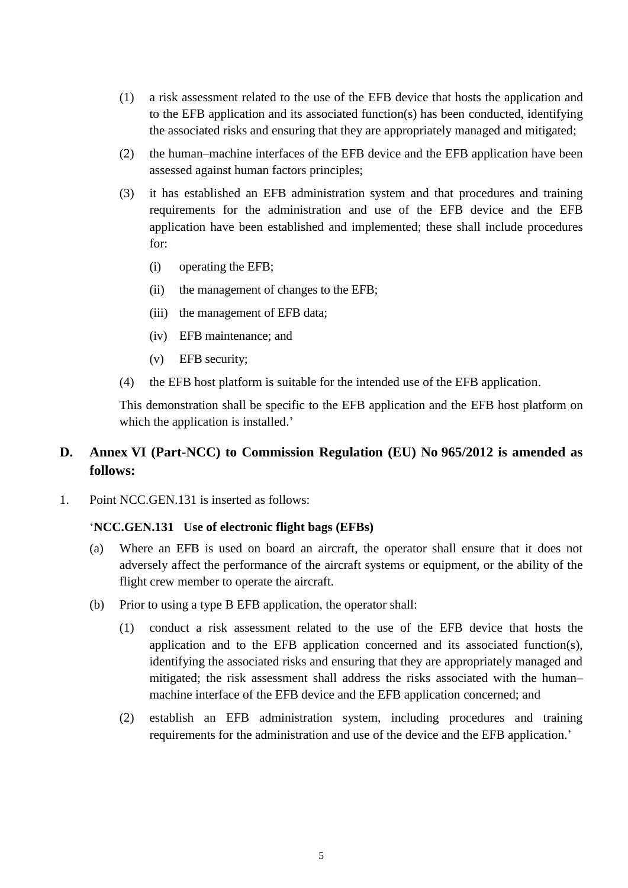(1) a risk assessment related to the use of the EFB device that hosts the application and to the EFB application and its associated function(s) has been conducted, identifying the associated risks and ensuring that they are appropriately managed and mitigated;

(2) the human–machine interfaces of the EFB device and the EFB application have been assessed against human factors principles;

(3) it has established an EFB administration system and that procedures and training requirements for the administration and use of the EFB device and the EFB application have been established and implemented; these shall include procedures for:

   (i) operating the EFB;

   (ii) the management of changes to the EFB;

   (iii) the management of EFB data;

   (iv) EFB maintenance; and

   (v) EFB security;

(4) the EFB host platform is suitable for the intended use of the EFB application.

This demonstration shall be specific to the EFB application and the EFB host platform on which the application is installed.'

## D. Annex VI (Part-NCC) to Commission Regulation (EU) No 965/2012 is amended as follows:

1. Point NCC.GEN.131 is inserted as follows:

'**NCC.GEN.131 Use of electronic flight bags (EFBs)**

(a) Where an EFB is used on board an aircraft, the operator shall ensure that it does not adversely affect the performance of the aircraft systems or equipment, or the ability of the flight crew member to operate the aircraft.

(b) Prior to using a type B EFB application, the operator shall:

   (1) conduct a risk assessment related to the use of the EFB device that hosts the application and to the EFB application concerned and its associated function(s), identifying the associated risks and ensuring that they are appropriately managed and mitigated; the risk assessment shall address the risks associated with the human–machine interface of the EFB device and the EFB application concerned; and

   (2) establish an EFB administration system, including procedures and training requirements for the administration and use of the device and the EFB application.'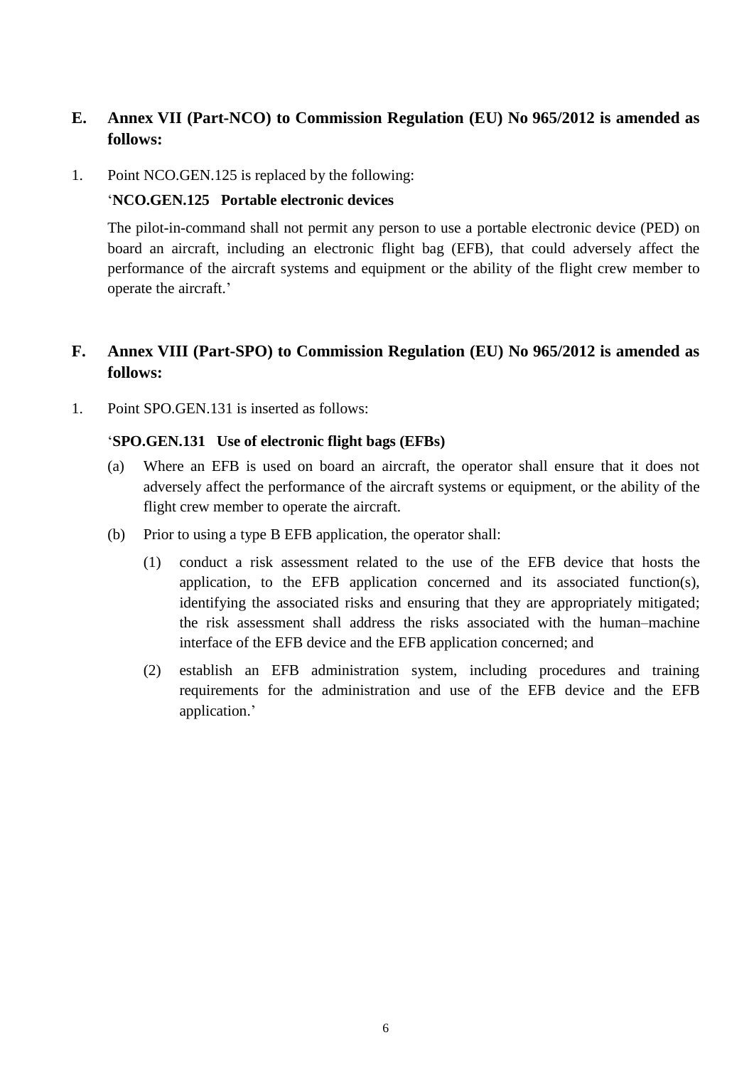## E. Annex VII (Part-NCO) to Commission Regulation (EU) No 965/2012 is amended as follows:

1. Point NCO.GEN.125 is replaced by the following:

   '**NCO.GEN.125 Portable electronic devices**

   The pilot-in-command shall not permit any person to use a portable electronic device (PED) on board an aircraft, including an electronic flight bag (EFB), that could adversely affect the performance of the aircraft systems and equipment or the ability of the flight crew member to operate the aircraft.'

## F. Annex VIII (Part-SPO) to Commission Regulation (EU) No 965/2012 is amended as follows:

1. Point SPO.GEN.131 is inserted as follows:

   '**SPO.GEN.131 Use of electronic flight bags (EFBs)**

   (a) Where an EFB is used on board an aircraft, the operator shall ensure that it does not adversely affect the performance of the aircraft systems or equipment, or the ability of the flight crew member to operate the aircraft.

   (b) Prior to using a type B EFB application, the operator shall:

   (1) conduct a risk assessment related to the use of the EFB device that hosts the application, to the EFB application concerned and its associated function(s), identifying the associated risks and ensuring that they are appropriately mitigated; the risk assessment shall address the risks associated with the human–machine interface of the EFB device and the EFB application concerned; and

   (2) establish an EFB administration system, including procedures and training requirements for the administration and use of the EFB device and the EFB application.'